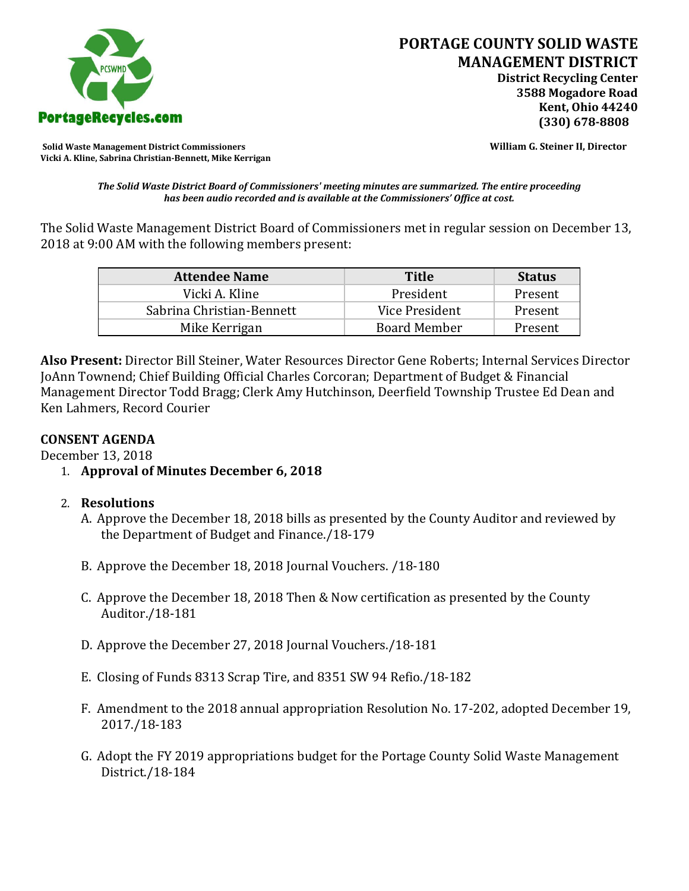PortageRecycles.com

# PORTAGE COUNTY SOLID WASTE MANAGEMENT DISTRICT

**District Recycling Center**
**3588 Mogadore Road**
**Kent, Ohio 44240**
**(330) 678-8808**

**Solid Waste Management District Commissioners**
**Vicki A. Kline, Sabrina Christian-Bennett, Mike Kerrigan**

**William G. Steiner II, Director**

***The Solid Waste District Board of Commissioners' meeting minutes are summarized. The entire proceeding has been audio recorded and is available at the Commissioners' Office at cost.***

The Solid Waste Management District Board of Commissioners met in regular session on December 13, 2018 at 9:00 AM with the following members present:

| Attendee Name | Title | Status |
|---|---|---|
| Vicki A. Kline | President | Present |
| Sabrina Christian-Bennett | Vice President | Present |
| Mike Kerrigan | Board Member | Present |

**Also Present:** Director Bill Steiner, Water Resources Director Gene Roberts; Internal Services Director JoAnn Townend; Chief Building Official Charles Corcoran; Department of Budget & Financial Management Director Todd Bragg; Clerk Amy Hutchinson, Deerfield Township Trustee Ed Dean and Ken Lahmers, Record Courier

## CONSENT AGENDA

December 13, 2018

1. **Approval of Minutes December 6, 2018**

2. **Resolutions**
   A. Approve the December 18, 2018 bills as presented by the County Auditor and reviewed by the Department of Budget and Finance./18-179

   B. Approve the December 18, 2018 Journal Vouchers. /18-180

   C. Approve the December 18, 2018 Then & Now certification as presented by the County Auditor./18-181

   D. Approve the December 27, 2018 Journal Vouchers./18-181

   E. Closing of Funds 8313 Scrap Tire, and 8351 SW 94 Refio./18-182

   F. Amendment to the 2018 annual appropriation Resolution No. 17-202, adopted December 19, 2017./18-183

   G. Adopt the FY 2019 appropriations budget for the Portage County Solid Waste Management District./18-184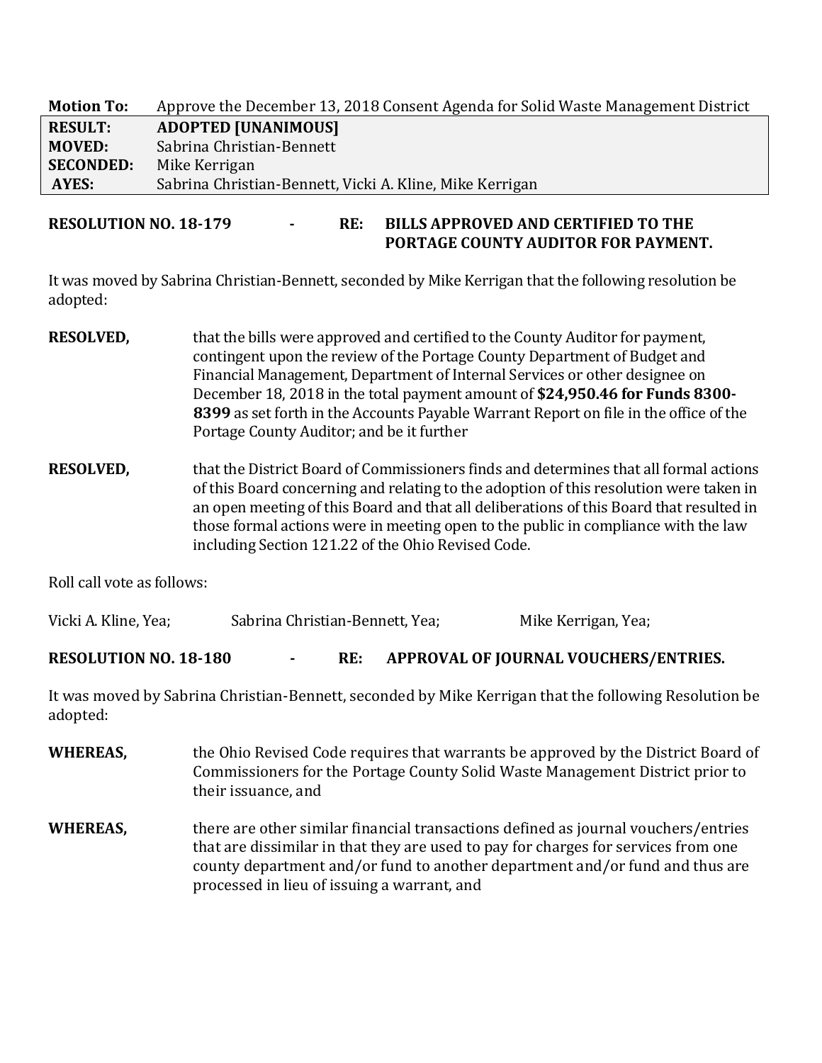| **Motion To:** | Approve the December 13, 2018 Consent Agenda for Solid Waste Management District |
| --- | --- |
| **RESULT:** | **ADOPTED [UNANIMOUS]** |
| **MOVED:** | Sabrina Christian-Bennett |
| **SECONDED:** | Mike Kerrigan |
| **AYES:** | Sabrina Christian-Bennett, Vicki A. Kline, Mike Kerrigan |

**RESOLUTION NO. 18-179 - RE: BILLS APPROVED AND CERTIFIED TO THE PORTAGE COUNTY AUDITOR FOR PAYMENT.**

It was moved by Sabrina Christian-Bennett, seconded by Mike Kerrigan that the following resolution be adopted:

**RESOLVED,** that the bills were approved and certified to the County Auditor for payment, contingent upon the review of the Portage County Department of Budget and Financial Management, Department of Internal Services or other designee on December 18, 2018 in the total payment amount of **$24,950.46 for Funds 8300-8399** as set forth in the Accounts Payable Warrant Report on file in the office of the Portage County Auditor; and be it further

**RESOLVED,** that the District Board of Commissioners finds and determines that all formal actions of this Board concerning and relating to the adoption of this resolution were taken in an open meeting of this Board and that all deliberations of this Board that resulted in those formal actions were in meeting open to the public in compliance with the law including Section 121.22 of the Ohio Revised Code.

Roll call vote as follows:

Vicki A. Kline, Yea; Sabrina Christian-Bennett, Yea; Mike Kerrigan, Yea;

**RESOLUTION NO. 18-180 - RE: APPROVAL OF JOURNAL VOUCHERS/ENTRIES.**

It was moved by Sabrina Christian-Bennett, seconded by Mike Kerrigan that the following Resolution be adopted:

**WHEREAS,** the Ohio Revised Code requires that warrants be approved by the District Board of Commissioners for the Portage County Solid Waste Management District prior to their issuance, and

**WHEREAS,** there are other similar financial transactions defined as journal vouchers/entries that are dissimilar in that they are used to pay for charges for services from one county department and/or fund to another department and/or fund and thus are processed in lieu of issuing a warrant, and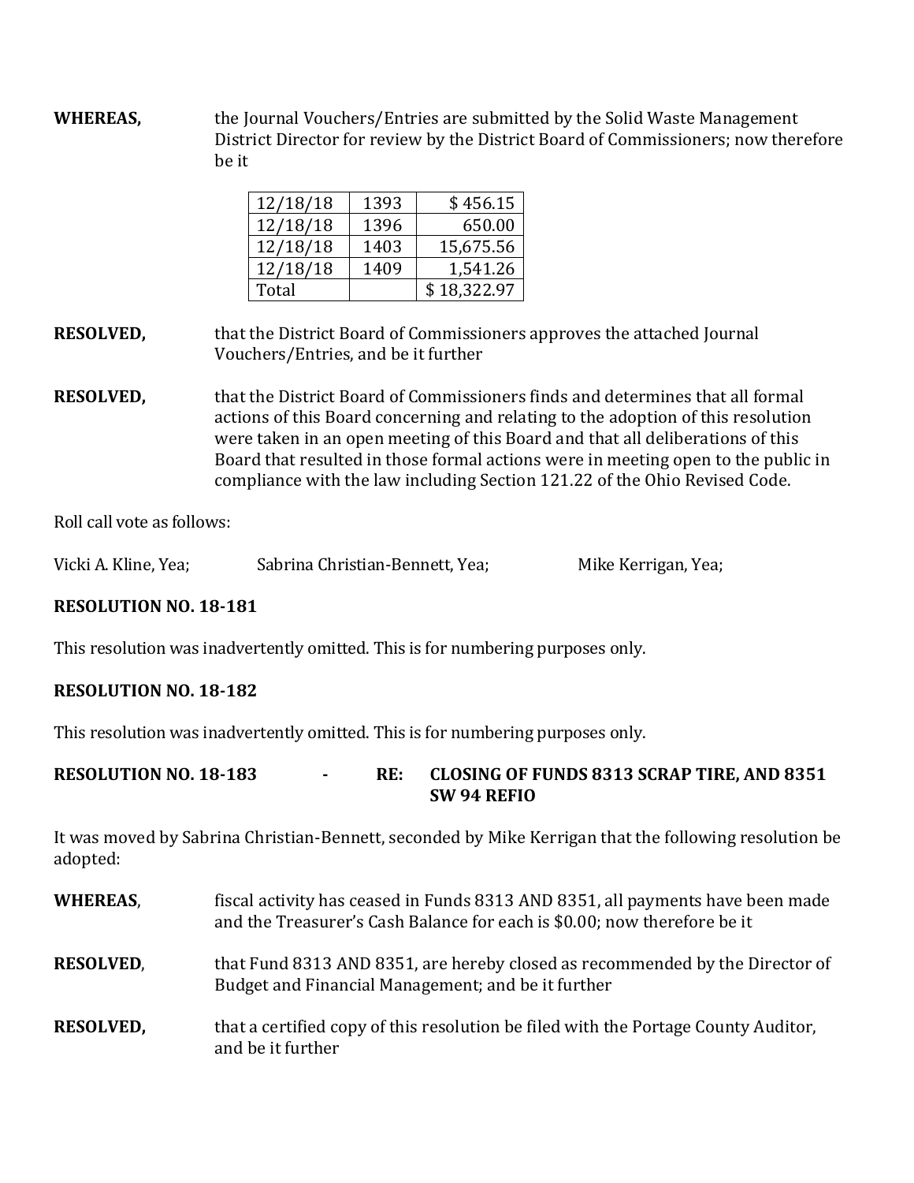**WHEREAS,** the Journal Vouchers/Entries are submitted by the Solid Waste Management District Director for review by the District Board of Commissioners; now therefore be it

| | | |
|---|---|---|
| 12/18/18 | 1393 | $ 456.15 |
| 12/18/18 | 1396 | 650.00 |
| 12/18/18 | 1403 | 15,675.56 |
| 12/18/18 | 1409 | 1,541.26 |
| Total | | $ 18,322.97 |

**RESOLVED,** that the District Board of Commissioners approves the attached Journal Vouchers/Entries, and be it further

**RESOLVED,** that the District Board of Commissioners finds and determines that all formal actions of this Board concerning and relating to the adoption of this resolution were taken in an open meeting of this Board and that all deliberations of this Board that resulted in those formal actions were in meeting open to the public in compliance with the law including Section 121.22 of the Ohio Revised Code.

Roll call vote as follows:

Vicki A. Kline, Yea; Sabrina Christian-Bennett, Yea; Mike Kerrigan, Yea;

**RESOLUTION NO. 18-181**

This resolution was inadvertently omitted. This is for numbering purposes only.

**RESOLUTION NO. 18-182**

This resolution was inadvertently omitted. This is for numbering purposes only.

**RESOLUTION NO. 18-183 - RE: CLOSING OF FUNDS 8313 SCRAP TIRE, AND 8351 SW 94 REFIO**

It was moved by Sabrina Christian-Bennett, seconded by Mike Kerrigan that the following resolution be adopted:

**WHEREAS**, fiscal activity has ceased in Funds 8313 AND 8351, all payments have been made and the Treasurer's Cash Balance for each is $0.00; now therefore be it

**RESOLVED**, that Fund 8313 AND 8351, are hereby closed as recommended by the Director of Budget and Financial Management; and be it further

**RESOLVED,** that a certified copy of this resolution be filed with the Portage County Auditor, and be it further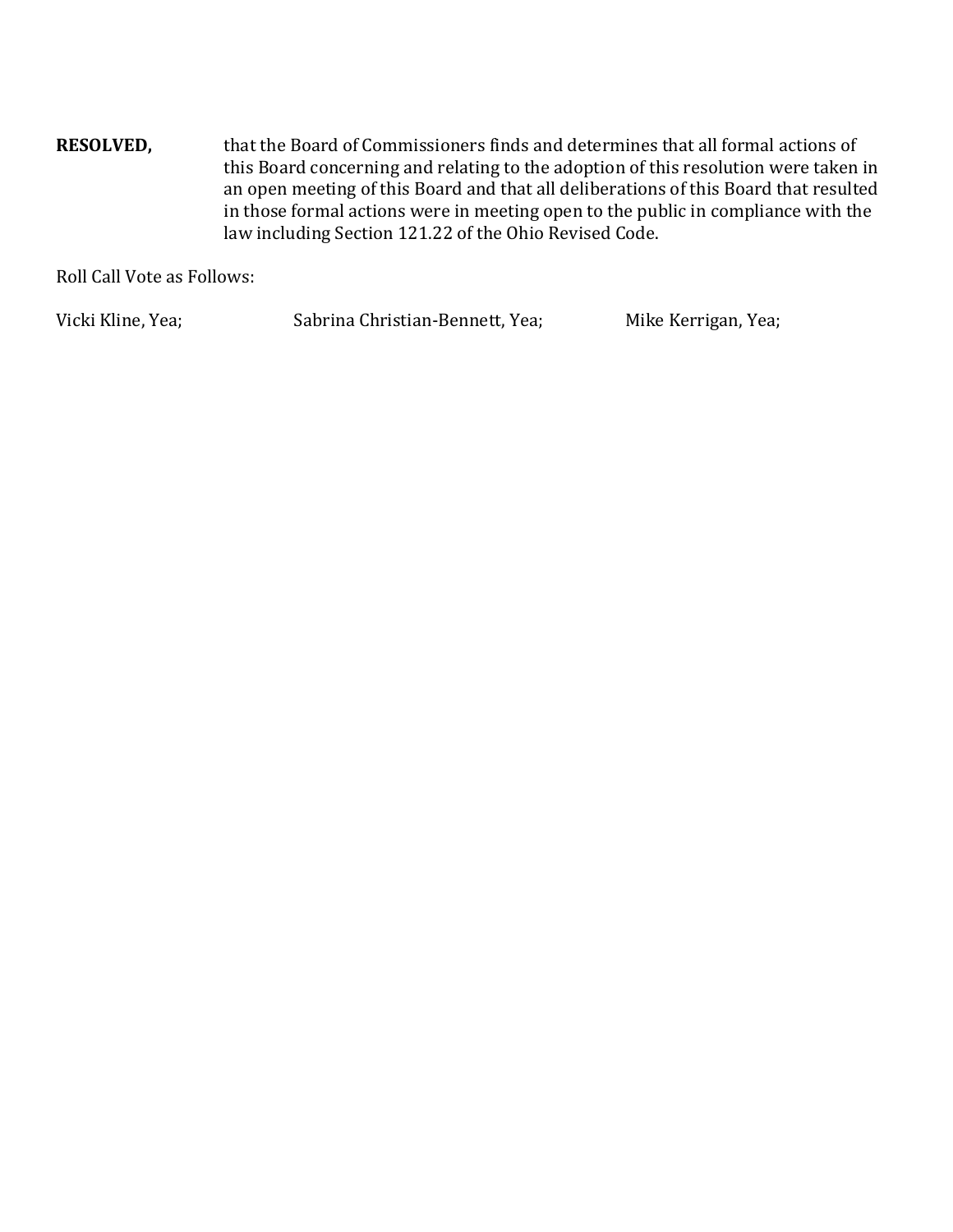**RESOLVED,** that the Board of Commissioners finds and determines that all formal actions of this Board concerning and relating to the adoption of this resolution were taken in an open meeting of this Board and that all deliberations of this Board that resulted in those formal actions were in meeting open to the public in compliance with the law including Section 121.22 of the Ohio Revised Code.

Roll Call Vote as Follows:

Vicki Kline, Yea; Sabrina Christian-Bennett, Yea; Mike Kerrigan, Yea;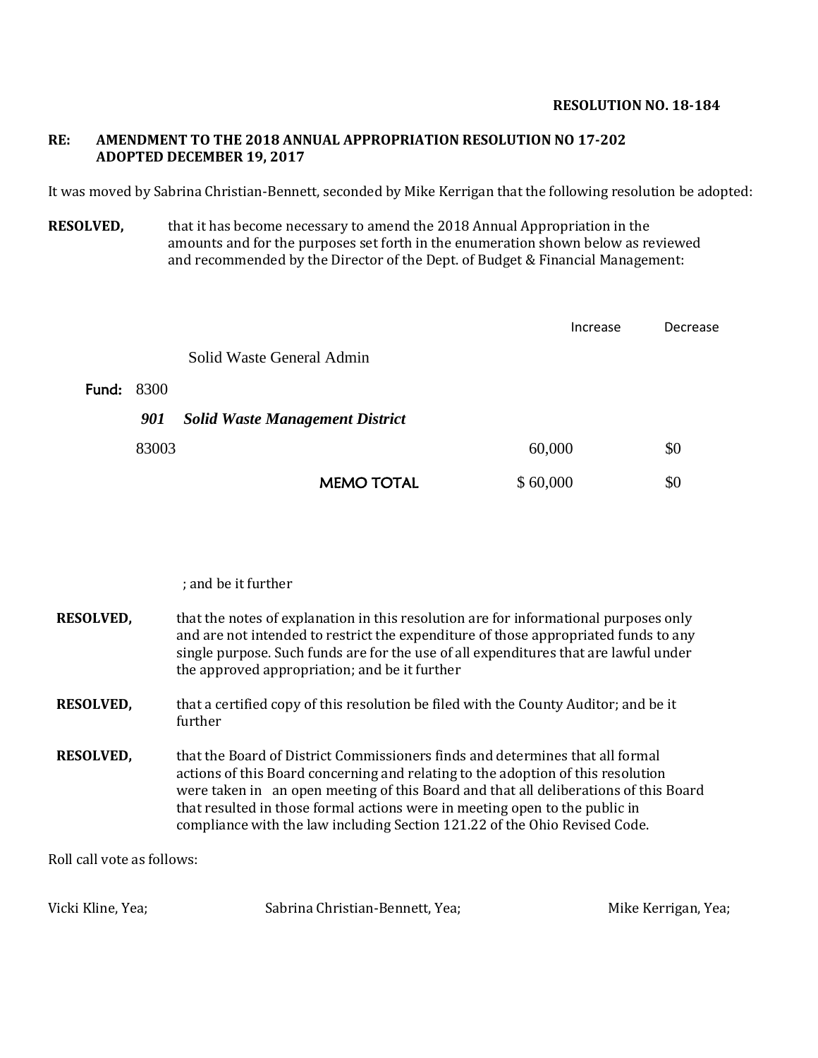**RESOLUTION NO. 18-184**

**RE: AMENDMENT TO THE 2018 ANNUAL APPROPRIATION RESOLUTION NO 17-202 ADOPTED DECEMBER 19, 2017**

It was moved by Sabrina Christian-Bennett, seconded by Mike Kerrigan that the following resolution be adopted:

**RESOLVED,** that it has become necessary to amend the 2018 Annual Appropriation in the amounts and for the purposes set forth in the enumeration shown below as reviewed and recommended by the Director of the Dept. of Budget & Financial Management:

| | | Increase | Decrease |
|---|---|---|---|
| | Solid Waste General Admin | | |
| **Fund:** 8300 | | | |
| ***901*** | ***Solid Waste Management District*** | | |
| 83003 | | 60,000 | $0 |
| | **MEMO TOTAL** | $ 60,000 | $0 |

; and be it further

**RESOLVED,** that the notes of explanation in this resolution are for informational purposes only and are not intended to restrict the expenditure of those appropriated funds to any single purpose. Such funds are for the use of all expenditures that are lawful under the approved appropriation; and be it further

**RESOLVED,** that a certified copy of this resolution be filed with the County Auditor; and be it further

**RESOLVED,** that the Board of District Commissioners finds and determines that all formal actions of this Board concerning and relating to the adoption of this resolution were taken in an open meeting of this Board and that all deliberations of this Board that resulted in those formal actions were in meeting open to the public in compliance with the law including Section 121.22 of the Ohio Revised Code.

Roll call vote as follows:

Vicki Kline, Yea; Sabrina Christian-Bennett, Yea; Mike Kerrigan, Yea;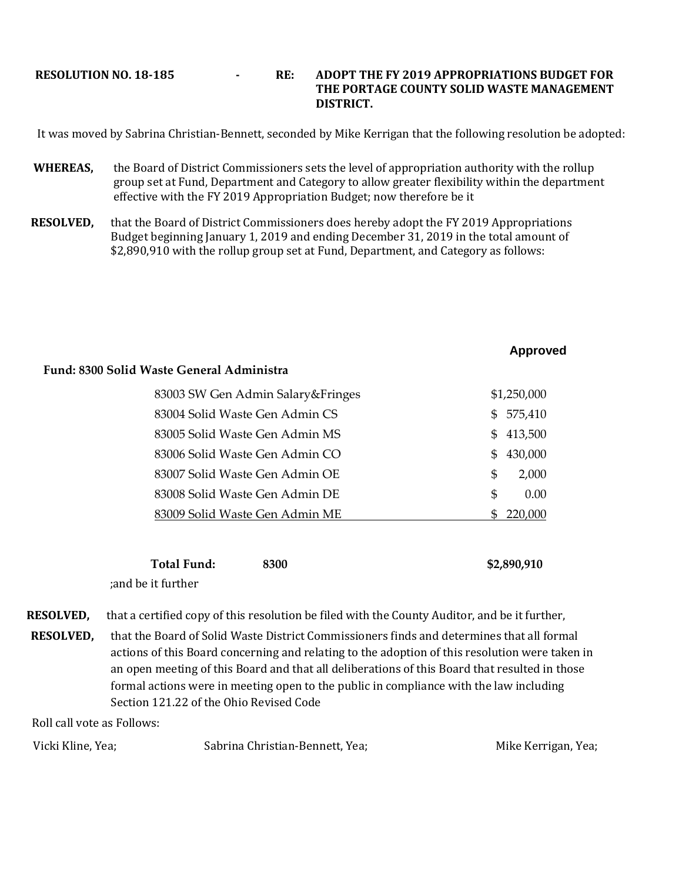**RESOLUTION NO. 18-185 - RE: ADOPT THE FY 2019 APPROPRIATIONS BUDGET FOR THE PORTAGE COUNTY SOLID WASTE MANAGEMENT DISTRICT.**

It was moved by Sabrina Christian-Bennett, seconded by Mike Kerrigan that the following resolution be adopted:

**WHEREAS,** the Board of District Commissioners sets the level of appropriation authority with the rollup group set at Fund, Department and Category to allow greater flexibility within the department effective with the FY 2019 Appropriation Budget; now therefore be it

**RESOLVED,** that the Board of District Commissioners does hereby adopt the FY 2019 Appropriations Budget beginning January 1, 2019 and ending December 31, 2019 in the total amount of $2,890,910 with the rollup group set at Fund, Department, and Category as follows:

| Fund: 8300 Solid Waste General Administra | Approved |
|---|---|
| 83003 SW Gen Admin Salary&Fringes | $1,250,000 |
| 83004 Solid Waste Gen Admin CS | $ 575,410 |
| 83005 Solid Waste Gen Admin MS | $ 413,500 |
| 83006 Solid Waste Gen Admin CO | $ 430,000 |
| 83007 Solid Waste Gen Admin OE | $ 2,000 |
| 83008 Solid Waste Gen Admin DE | $ 0.00 |
| 83009 Solid Waste Gen Admin ME | $ 220,000 |
| **Total Fund: 8300** | **$2,890,910** |

;and be it further

**RESOLVED,** that a certified copy of this resolution be filed with the County Auditor, and be it further,

**RESOLVED,** that the Board of Solid Waste District Commissioners finds and determines that all formal actions of this Board concerning and relating to the adoption of this resolution were taken in an open meeting of this Board and that all deliberations of this Board that resulted in those formal actions were in meeting open to the public in compliance with the law including Section 121.22 of the Ohio Revised Code

Roll call vote as Follows:

Vicki Kline, Yea; Sabrina Christian-Bennett, Yea; Mike Kerrigan, Yea;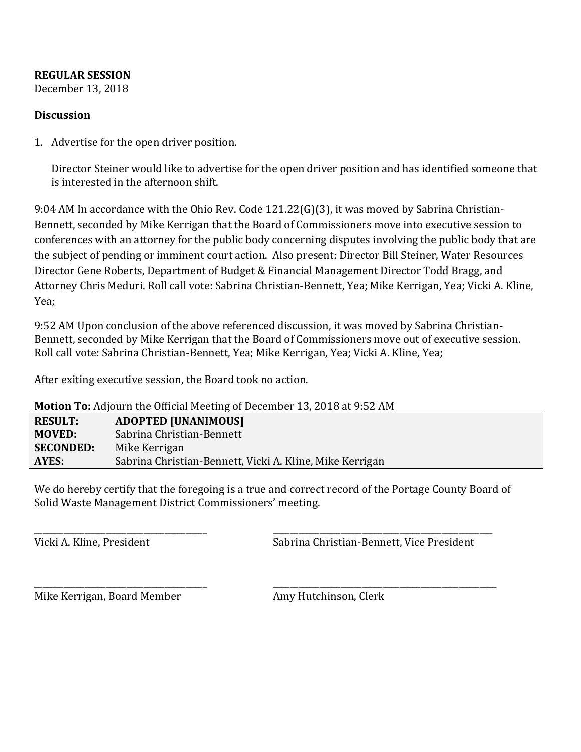**REGULAR SESSION**
December 13, 2018

**Discussion**

1. Advertise for the open driver position.

   Director Steiner would like to advertise for the open driver position and has identified someone that is interested in the afternoon shift.

9:04 AM In accordance with the Ohio Rev. Code 121.22(G)(3), it was moved by Sabrina Christian-Bennett, seconded by Mike Kerrigan that the Board of Commissioners move into executive session to conferences with an attorney for the public body concerning disputes involving the public body that are the subject of pending or imminent court action. Also present: Director Bill Steiner, Water Resources Director Gene Roberts, Department of Budget & Financial Management Director Todd Bragg, and Attorney Chris Meduri. Roll call vote: Sabrina Christian-Bennett, Yea; Mike Kerrigan, Yea; Vicki A. Kline, Yea;

9:52 AM Upon conclusion of the above referenced discussion, it was moved by Sabrina Christian-Bennett, seconded by Mike Kerrigan that the Board of Commissioners move out of executive session. Roll call vote: Sabrina Christian-Bennett, Yea; Mike Kerrigan, Yea; Vicki A. Kline, Yea;

After exiting executive session, the Board took no action.

**Motion To:** Adjourn the Official Meeting of December 13, 2018 at 9:52 AM

| | |
|---|---|
| **RESULT:** | **ADOPTED [UNANIMOUS]** |
| **MOVED:** | Sabrina Christian-Bennett |
| **SECONDED:** | Mike Kerrigan |
| **AYES:** | Sabrina Christian-Bennett, Vicki A. Kline, Mike Kerrigan |

We do hereby certify that the foregoing is a true and correct record of the Portage County Board of Solid Waste Management District Commissioners' meeting.

\_\_\_\_\_\_\_\_\_\_\_\_\_\_\_\_\_\_\_\_\_\_\_\_\_\_\_\_\_\_\_\_\_\_\_\_\_\_\_\_
Vicki A. Kline, President

\_\_\_\_\_\_\_\_\_\_\_\_\_\_\_\_\_\_\_\_\_\_\_\_\_\_\_\_\_\_\_\_\_\_\_\_\_\_\_\_
Sabrina Christian-Bennett, Vice President

\_\_\_\_\_\_\_\_\_\_\_\_\_\_\_\_\_\_\_\_\_\_\_\_\_\_\_\_\_\_\_\_\_\_\_\_\_\_\_\_
Mike Kerrigan, Board Member

\_\_\_\_\_\_\_\_\_\_\_\_\_\_\_\_\_\_\_\_\_\_\_\_\_\_\_\_\_\_\_\_\_\_\_\_\_\_\_\_
Amy Hutchinson, Clerk